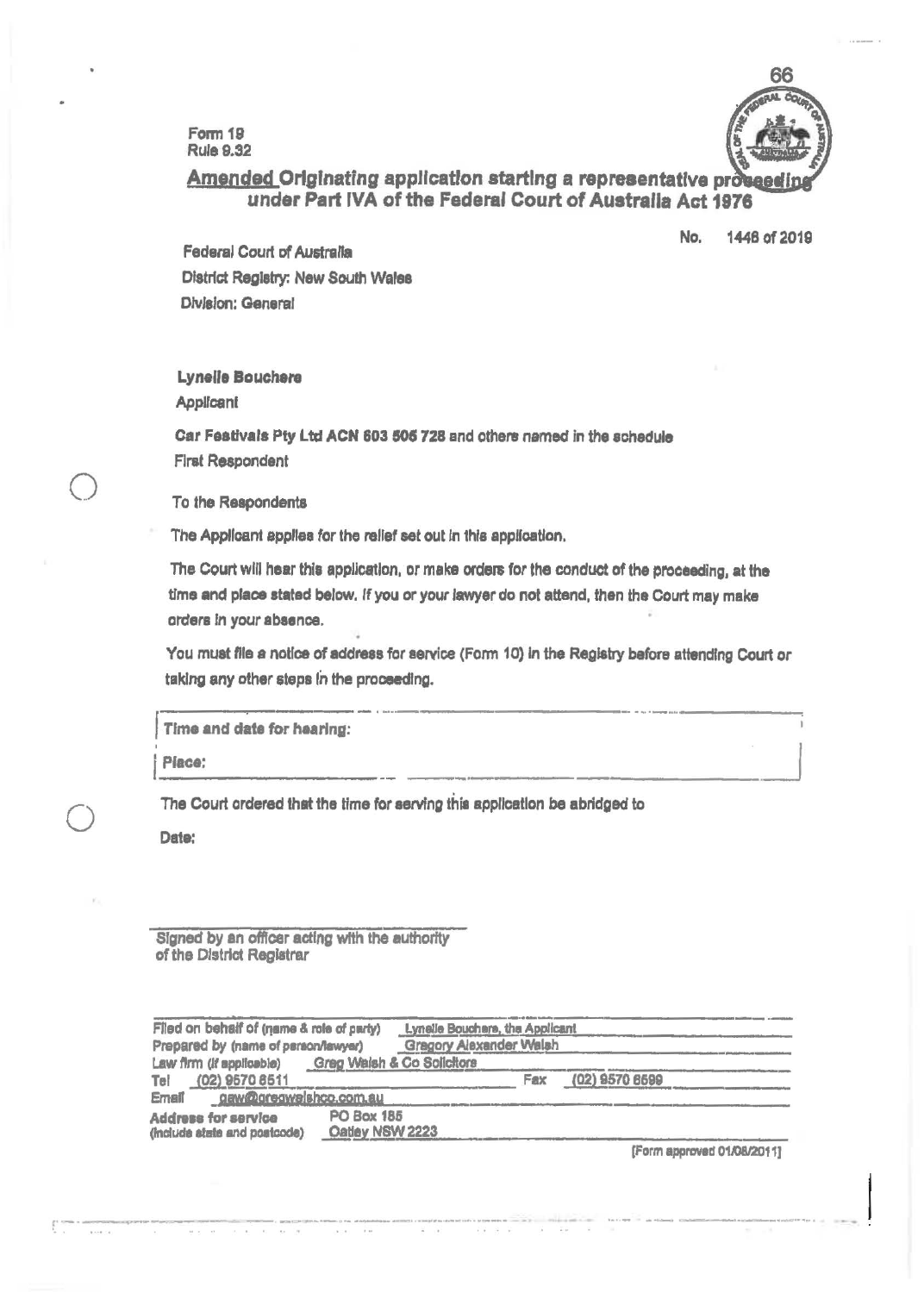Form 19
Rule 9.32

# Amended Originating application starting a representative proceeding under Part IVA of the Federal Court of Australia Act 1976

No. 1446 of 2019

Federal Court of Australia
District Registry: New South Wales
Division: General

**Lynelle Bouchere**
Applicant

**Car Festivals Pty Ltd ACN 603 505 728 and others named in the schedule**
First Respondent

To the Respondents

The Applicant applies for the relief set out in this application.

The Court will hear this application, or make orders for the conduct of the proceeding, at the time and place stated below. If you or your lawyer do not attend, then the Court may make orders in your absence.

You must file a notice of address for service (Form 10) in the Registry before attending Court or taking any other steps in the proceeding.

| |
|---|
| **Time and date for hearing:** |
| **Place:** |

The Court ordered that the time for serving this application be abridged to

Date:

Signed by an officer acting with the authority of the District Registrar

| | |
|---|---|
| Filed on behalf of (name & role of party) | Lynelle Bouchere, the Applicant |
| Prepared by (name of person/lawyer) | Gregory Alexander Walsh |
| Law firm (if applicable) | Greg Walsh & Co Solicitors |
| Tel | (02) 9570 6511 |
| Fax | (02) 9570 6599 |
| Email | gaw@gregwalshco.com.au |
| Address for service (include state and postcode) | PO Box 185 Oatley NSW 2223 |

[Form approved 01/08/2011]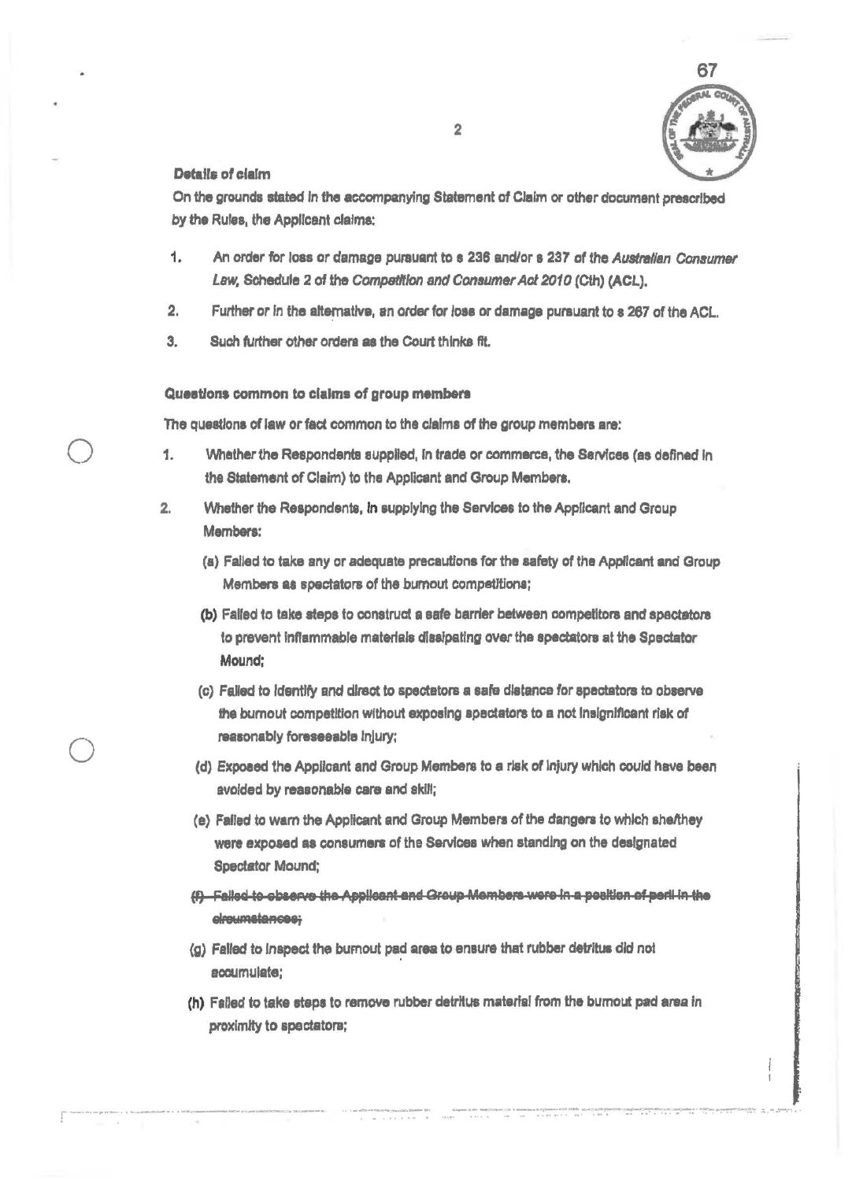**Details of claim**

On the grounds stated in the accompanying Statement of Claim or other document prescribed by the Rules, the Applicant claims:

1. An order for loss or damage pursuant to s 236 and/or s 237 of the *Australian Consumer Law*, Schedule 2 of the *Competition and Consumer Act 2010* (Cth) (**ACL**).
2. Further or in the alternative, an order for loss or damage pursuant to s 267 of the ACL.
3. Such further other orders as the Court thinks fit.

**Questions common to claims of group members**

The questions of law or fact common to the claims of the group members are:

1. Whether the Respondents supplied, in trade or commerce, the Services (as defined in the Statement of Claim) to the Applicant and Group Members.
2. Whether the Respondents, in supplying the Services to the Applicant and Group Members:
   - (a) Failed to take any or adequate precautions for the safety of the Applicant and Group Members as spectators of the burnout competitions;
   - (b) Failed to take steps to construct a safe barrier between competitors and spectators to prevent inflammable materials dissipating over the spectators at the Spectator Mound;
   - (c) Failed to identify and direct to spectators a safe distance for spectators to observe the burnout competition without exposing spectators to a not insignificant risk of reasonably foreseeable injury;
   - (d) Exposed the Applicant and Group Members to a risk of injury which could have been avoided by reasonable care and skill;
   - (e) Failed to warn the Applicant and Group Members of the dangers to which she/they were exposed as consumers of the Services when standing on the designated Spectator Mound;
   - ~~(f) Failed to observe the Applicant and Group Members were in a position of peril in the circumstances;~~
   - (g) Failed to inspect the burnout pad area to ensure that rubber detritus did not accumulate;
   - (h) Failed to take steps to remove rubber detritus material from the burnout pad area in proximity to spectators;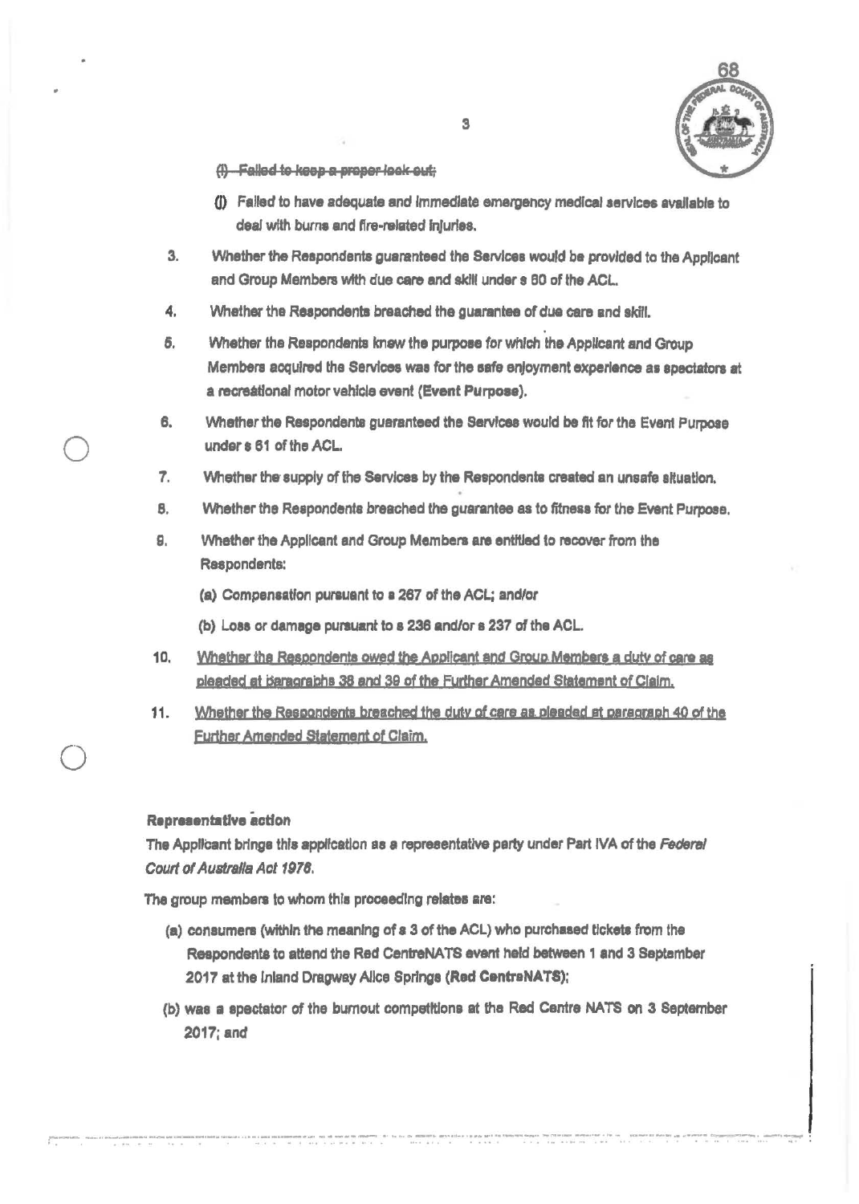~~(i) Failed to keep a proper look-out;~~

(j) Failed to have adequate and immediate emergency medical services available to deal with burns and fire-related injuries.

3. Whether the Respondents guaranteed the Services would be provided to the Applicant and Group Members with due care and skill under s 60 of the ACL.

4. Whether the Respondents breached the guarantee of due care and skill.

5. Whether the Respondents knew the purpose for which the Applicant and Group Members acquired the Services was for the safe enjoyment experience as spectators at a recreational motor vehicle event (**Event Purpose**).

6. Whether the Respondents guaranteed the Services would be fit for the Event Purpose under s 61 of the ACL.

7. Whether the supply of the Services by the Respondents created an unsafe situation.

8. Whether the Respondents breached the guarantee as to fitness for the Event Purpose.

9. Whether the Applicant and Group Members are entitled to recover from the Respondents:

   (a) Compensation pursuant to s 267 of the ACL; and/or

   (b) Loss or damage pursuant to s 236 and/or s 237 of the ACL.

10. <u>Whether the Respondents owed the Applicant and Group Members a duty of care as pleaded at paragraphs 38 and 39 of the Further Amended Statement of Claim.</u>

11. <u>Whether the Respondents breached the duty of care as pleaded at paragraph 40 of the Further Amended Statement of Claim.</u>

**Representative action**

The Applicant brings this application as a representative party under Part IVA of the *Federal Court of Australia Act 1976*.

The group members to whom this proceeding relates are:

(a) consumers (within the meaning of s 3 of the ACL) who purchased tickets from the Respondents to attend the Red CentreNATS event held between 1 and 3 September 2017 at the Inland Dragway Alice Springs (**Red CentreNATS**);

(b) was a spectator of the burnout competitions at the Red Centre NATS on 3 September 2017; and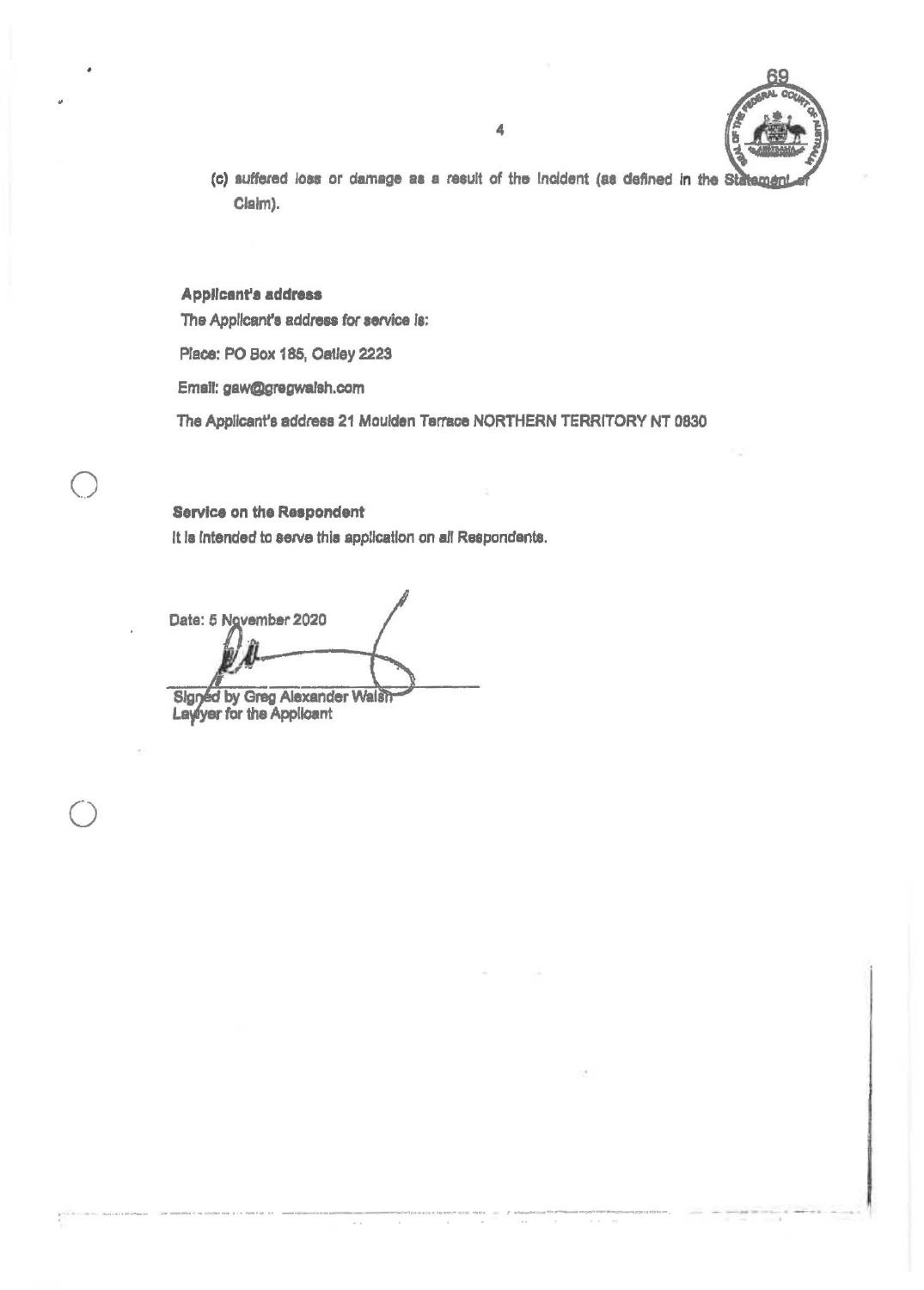(c) suffered loss or damage as a result of the Incident (as defined in the Statement of Claim).

**Applicant's address**

The Applicant's address for service is:

Place: PO Box 185, Oatley 2223

Email: gaw@gregwalsh.com

The Applicant's address 21 Moulden Terrace NORTHERN TERRITORY NT 0830

**Service on the Respondent**

It is intended to serve this application on all Respondents.

Date: 5 November 2020

Signed by Greg Alexander Walsh
Lawyer for the Applicant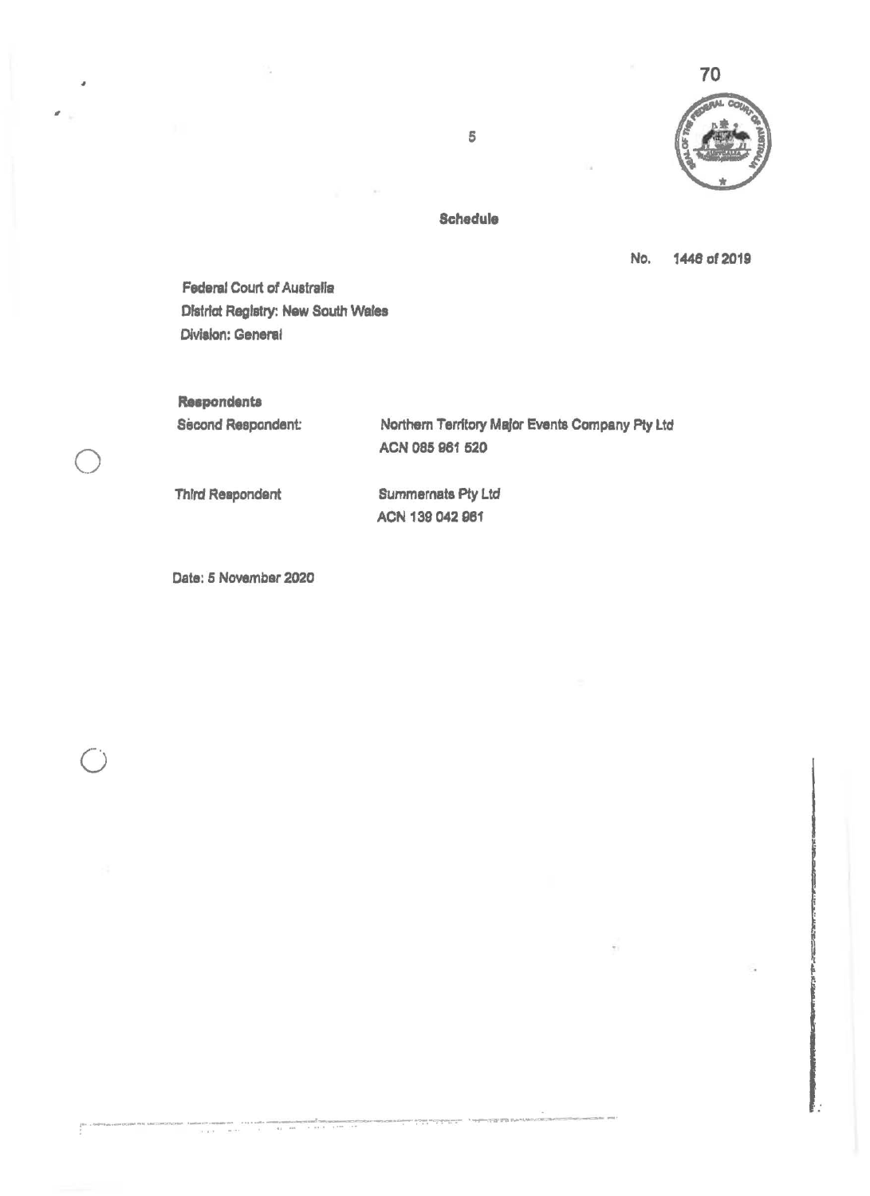## Schedule

No. 1446 of 2019

Federal Court of Australia
District Registry: New South Wales
Division: General

**Respondents**

| | |
|---|---|
| Second Respondent: | Northern Territory Major Events Company Pty Ltd<br>ACN 085 961 520 |
| Third Respondent | Summernats Pty Ltd<br>ACN 139 042 961 |

Date: 5 November 2020